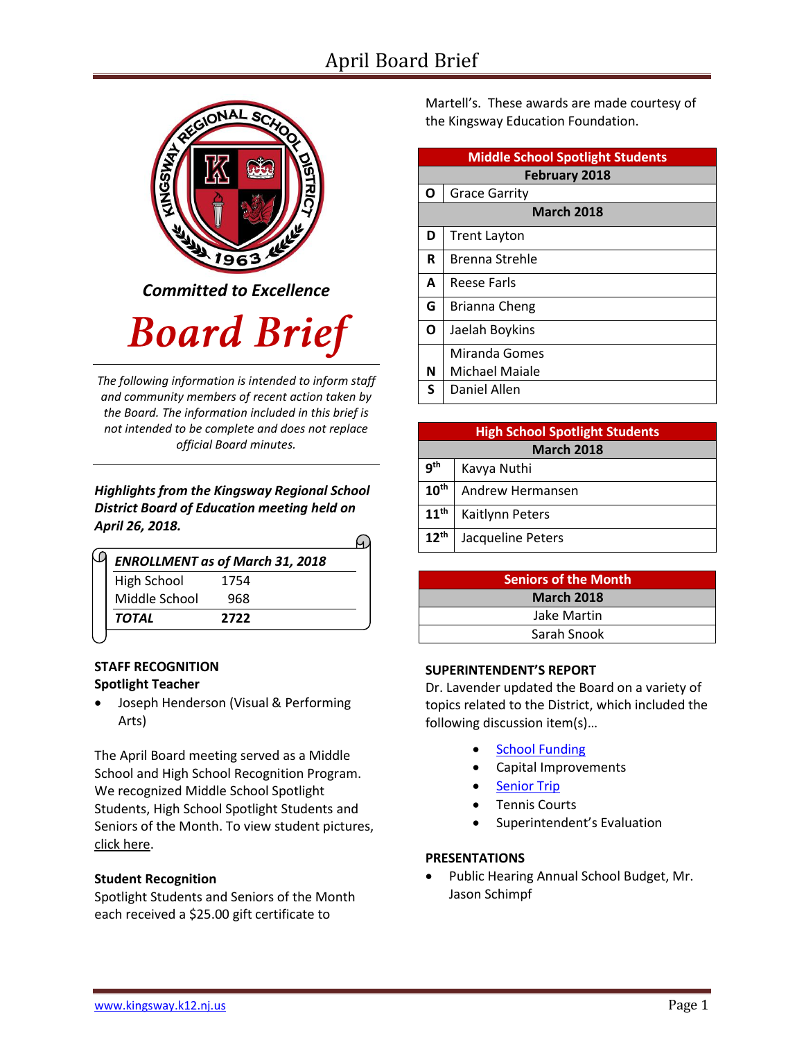*Committed to Excellence*

# Board Brief

*The following information is intended to inform staff and community members of recent action taken by the Board. The information included in this brief is not intended to be complete and does not replace official Board minutes.*

***Highlights from the Kingsway Regional School District Board of Education meeting held on April 26, 2018.***

| *ENROLLMENT as of March 31, 2018* | |
|---|---|
| High School | 1754 |
| Middle School | 968 |
| ***TOTAL*** | **2722** |

**STAFF RECOGNITION**

**Spotlight Teacher**

- Joseph Henderson (Visual & Performing Arts)

The April Board meeting served as a Middle School and High School Recognition Program. We recognized Middle School Spotlight Students, High School Spotlight Students and Seniors of the Month. To view student pictures, click here.

**Student Recognition**

Spotlight Students and Seniors of the Month each received a $25.00 gift certificate to Martell's. These awards are made courtesy of the Kingsway Education Foundation.

| **Middle School Spotlight Students** | |
|---|---|
| **February 2018** | |
| **O** | Grace Garrity |
| **March 2018** | |
| **D** | Trent Layton |
| **R** | Brenna Strehle |
| **A** | Reese Farls |
| **G** | Brianna Cheng |
| **O** | Jaelah Boykins |
| **N** | Miranda Gomes<br>Michael Maiale |
| **S** | Daniel Allen |

| **High School Spotlight Students** | |
|---|---|
| **March 2018** | |
| **9th** | Kavya Nuthi |
| **10th** | Andrew Hermansen |
| **11th** | Kaitlynn Peters |
| **12th** | Jacqueline Peters |

| **Seniors of the Month** |
|---|
| **March 2018** |
| Jake Martin |
| Sarah Snook |

**SUPERINTENDENT'S REPORT**

Dr. Lavender updated the Board on a variety of topics related to the District, which included the following discussion item(s)…

- School Funding
- Capital Improvements
- Senior Trip
- Tennis Courts
- Superintendent's Evaluation

**PRESENTATIONS**

- Public Hearing Annual School Budget, Mr. Jason Schimpf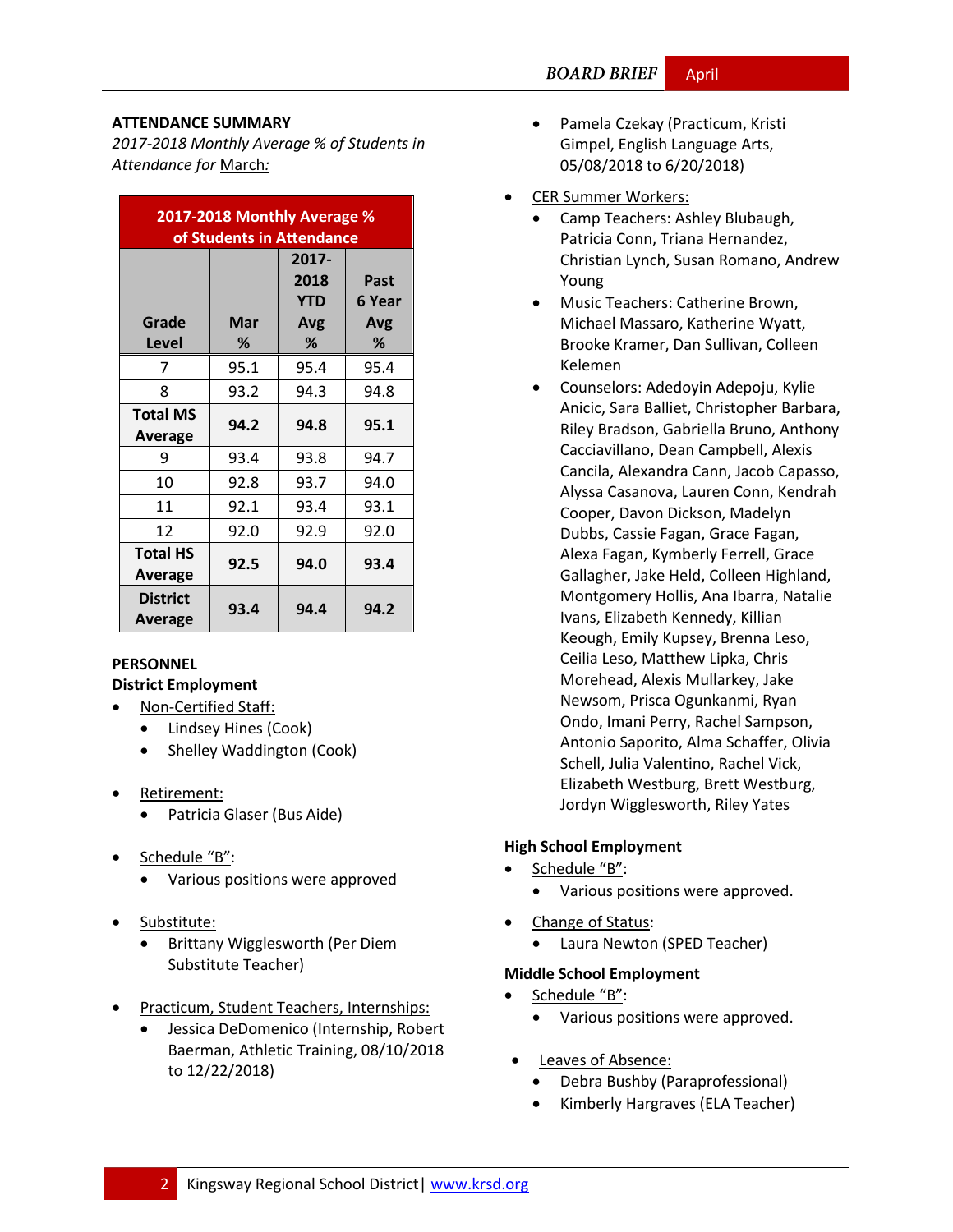### ATTENDANCE SUMMARY

*2017-2018 Monthly Average % of Students in Attendance for* *March:*

| 2017-2018 Monthly Average % of Students in Attendance | | | |
|---|---|---|---|
| Grade Level | Mar % | 2017-2018 YTD Avg % | Past 6 Year Avg % |
| 7 | 95.1 | 95.4 | 95.4 |
| 8 | 93.2 | 94.3 | 94.8 |
| **Total MS Average** | **94.2** | **94.8** | **95.1** |
| 9 | 93.4 | 93.8 | 94.7 |
| 10 | 92.8 | 93.7 | 94.0 |
| 11 | 92.1 | 93.4 | 93.1 |
| 12 | 92.0 | 92.9 | 92.0 |
| **Total HS Average** | **92.5** | **94.0** | **93.4** |
| **District Average** | **93.4** | **94.4** | **94.2** |

### PERSONNEL

**District Employment**

- Non-Certified Staff:
  - Lindsey Hines (Cook)
  - Shelley Waddington (Cook)
- Retirement:
  - Patricia Glaser (Bus Aide)
- Schedule "B":
  - Various positions were approved
- Substitute:
  - Brittany Wigglesworth (Per Diem Substitute Teacher)
- Practicum, Student Teachers, Internships:
  - Jessica DeDomenico (Internship, Robert Baerman, Athletic Training, 08/10/2018 to 12/22/2018)
  - Pamela Czekay (Practicum, Kristi Gimpel, English Language Arts, 05/08/2018 to 6/20/2018)
- CER Summer Workers:
  - Camp Teachers: Ashley Blubaugh, Patricia Conn, Triana Hernandez, Christian Lynch, Susan Romano, Andrew Young
  - Music Teachers: Catherine Brown, Michael Massaro, Katherine Wyatt, Brooke Kramer, Dan Sullivan, Colleen Kelemen
  - Counselors: Adedoyin Adepoju, Kylie Anicic, Sara Balliet, Christopher Barbara, Riley Bradson, Gabriella Bruno, Anthony Cacciavillano, Dean Campbell, Alexis Cancila, Alexandra Cann, Jacob Capasso, Alyssa Casanova, Lauren Conn, Kendrah Cooper, Davon Dickson, Madelyn Dubbs, Cassie Fagan, Grace Fagan, Alexa Fagan, Kymberly Ferrell, Grace Gallagher, Jake Held, Colleen Highland, Montgomery Hollis, Ana Ibarra, Natalie Ivans, Elizabeth Kennedy, Killian Keough, Emily Kupsey, Brenna Leso, Ceilia Leso, Matthew Lipka, Chris Morehead, Alexis Mullarkey, Jake Newsom, Prisca Ogunkanmi, Ryan Ondo, Imani Perry, Rachel Sampson, Antonio Saporito, Alma Schaffer, Olivia Schell, Julia Valentino, Rachel Vick, Elizabeth Westburg, Brett Westburg, Jordyn Wigglesworth, Riley Yates

**High School Employment**

- Schedule "B":
  - Various positions were approved.
- Change of Status:
  - Laura Newton (SPED Teacher)

**Middle School Employment**

- Schedule "B":
  - Various positions were approved.
- Leaves of Absence:
  - Debra Bushby (Paraprofessional)
  - Kimberly Hargraves (ELA Teacher)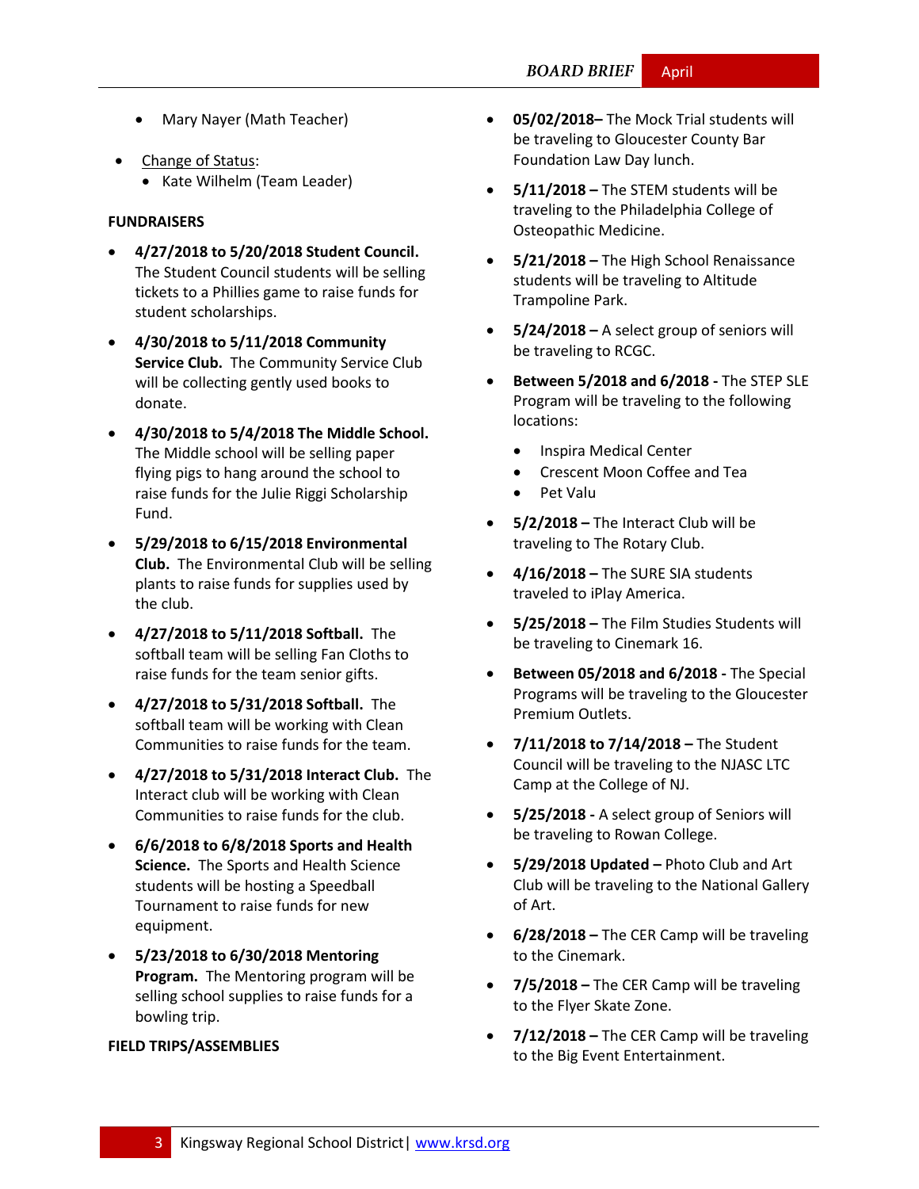- Mary Nayer (Math Teacher)

- Change of Status:
  - Kate Wilhelm (Team Leader)

**FUNDRAISERS**

- **4/27/2018 to 5/20/2018 Student Council.** The Student Council students will be selling tickets to a Phillies game to raise funds for student scholarships.
- **4/30/2018 to 5/11/2018 Community Service Club.** The Community Service Club will be collecting gently used books to donate.
- **4/30/2018 to 5/4/2018 The Middle School.** The Middle school will be selling paper flying pigs to hang around the school to raise funds for the Julie Riggi Scholarship Fund.
- **5/29/2018 to 6/15/2018 Environmental Club.** The Environmental Club will be selling plants to raise funds for supplies used by the club.
- **4/27/2018 to 5/11/2018 Softball.** The softball team will be selling Fan Cloths to raise funds for the team senior gifts.
- **4/27/2018 to 5/31/2018 Softball.** The softball team will be working with Clean Communities to raise funds for the team.
- **4/27/2018 to 5/31/2018 Interact Club.** The Interact club will be working with Clean Communities to raise funds for the club.
- **6/6/2018 to 6/8/2018 Sports and Health Science.** The Sports and Health Science students will be hosting a Speedball Tournament to raise funds for new equipment.
- **5/23/2018 to 6/30/2018 Mentoring Program.** The Mentoring program will be selling school supplies to raise funds for a bowling trip.

**FIELD TRIPS/ASSEMBLIES**

- **05/02/2018–** The Mock Trial students will be traveling to Gloucester County Bar Foundation Law Day lunch.
- **5/11/2018 –** The STEM students will be traveling to the Philadelphia College of Osteopathic Medicine.
- **5/21/2018 –** The High School Renaissance students will be traveling to Altitude Trampoline Park.
- **5/24/2018 –** A select group of seniors will be traveling to RCGC.
- **Between 5/2018 and 6/2018 -** The STEP SLE Program will be traveling to the following locations:
  - Inspira Medical Center
  - Crescent Moon Coffee and Tea
  - Pet Valu
- **5/2/2018 –** The Interact Club will be traveling to The Rotary Club.
- **4/16/2018 –** The SURE SIA students traveled to iPlay America.
- **5/25/2018 –** The Film Studies Students will be traveling to Cinemark 16.
- **Between 05/2018 and 6/2018 -** The Special Programs will be traveling to the Gloucester Premium Outlets.
- **7/11/2018 to 7/14/2018 –** The Student Council will be traveling to the NJASC LTC Camp at the College of NJ.
- **5/25/2018 -** A select group of Seniors will be traveling to Rowan College.
- **5/29/2018 Updated –** Photo Club and Art Club will be traveling to the National Gallery of Art.
- **6/28/2018 –** The CER Camp will be traveling to the Cinemark.
- **7/5/2018 –** The CER Camp will be traveling to the Flyer Skate Zone.
- **7/12/2018 –** The CER Camp will be traveling to the Big Event Entertainment.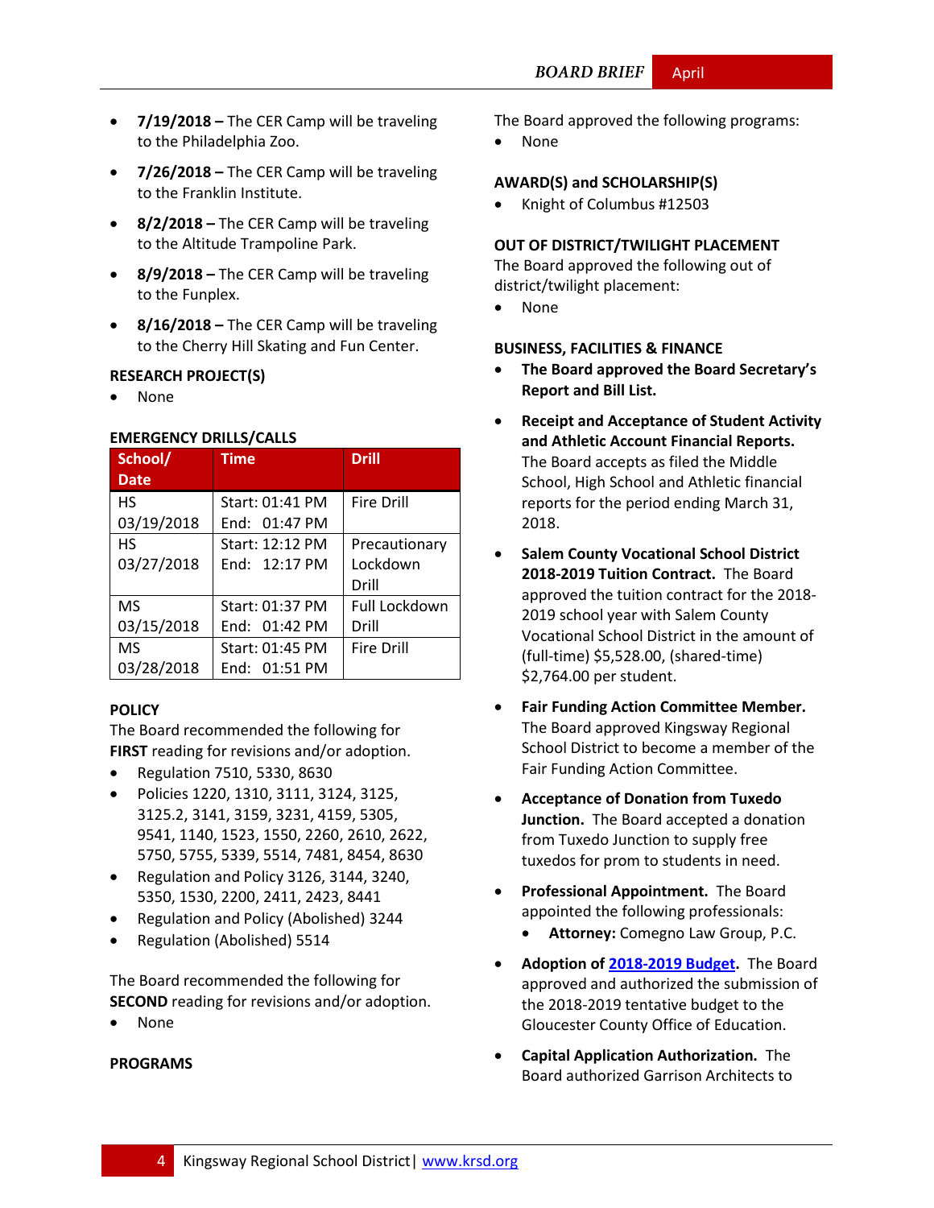- **7/19/2018 –** The CER Camp will be traveling to the Philadelphia Zoo.
- **7/26/2018 –** The CER Camp will be traveling to the Franklin Institute.
- **8/2/2018 –** The CER Camp will be traveling to the Altitude Trampoline Park.
- **8/9/2018 –** The CER Camp will be traveling to the Funplex.
- **8/16/2018 –** The CER Camp will be traveling to the Cherry Hill Skating and Fun Center.

**RESEARCH PROJECT(S)**

- None

**EMERGENCY DRILLS/CALLS**

| School/ Date | Time | Drill |
|---|---|---|
| HS 03/19/2018 | Start: 01:41 PM End: 01:47 PM | Fire Drill |
| HS 03/27/2018 | Start: 12:12 PM End: 12:17 PM | Precautionary Lockdown Drill |
| MS 03/15/2018 | Start: 01:37 PM End: 01:42 PM | Full Lockdown Drill |
| MS 03/28/2018 | Start: 01:45 PM End: 01:51 PM | Fire Drill |

**POLICY**

The Board recommended the following for **FIRST** reading for revisions and/or adoption.

- Regulation 7510, 5330, 8630
- Policies 1220, 1310, 3111, 3124, 3125, 3125.2, 3141, 3159, 3231, 4159, 5305, 9541, 1140, 1523, 1550, 2260, 2610, 2622, 5750, 5755, 5339, 5514, 7481, 8454, 8630
- Regulation and Policy 3126, 3144, 3240, 5350, 1530, 2200, 2411, 2423, 8441
- Regulation and Policy (Abolished) 3244
- Regulation (Abolished) 5514

The Board recommended the following for **SECOND** reading for revisions and/or adoption.

- None

**PROGRAMS**

The Board approved the following programs:

- None

**AWARD(S) and SCHOLARSHIP(S)**

- Knight of Columbus #12503

**OUT OF DISTRICT/TWILIGHT PLACEMENT**

The Board approved the following out of district/twilight placement:

- None

**BUSINESS, FACILITIES & FINANCE**

- **The Board approved the Board Secretary's Report and Bill List.**
- **Receipt and Acceptance of Student Activity and Athletic Account Financial Reports.** The Board accepts as filed the Middle School, High School and Athletic financial reports for the period ending March 31, 2018.
- **Salem County Vocational School District 2018-2019 Tuition Contract.** The Board approved the tuition contract for the 2018-2019 school year with Salem County Vocational School District in the amount of (full-time) $5,528.00, (shared-time) $2,764.00 per student.
- **Fair Funding Action Committee Member.** The Board approved Kingsway Regional School District to become a member of the Fair Funding Action Committee.
- **Acceptance of Donation from Tuxedo Junction.** The Board accepted a donation from Tuxedo Junction to supply free tuxedos for prom to students in need.
- **Professional Appointment.** The Board appointed the following professionals:
  - **Attorney:** Comegno Law Group, P.C.
- **Adoption of 2018-2019 Budget.** The Board approved and authorized the submission of the 2018-2019 tentative budget to the Gloucester County Office of Education.
- **Capital Application Authorization.** The Board authorized Garrison Architects to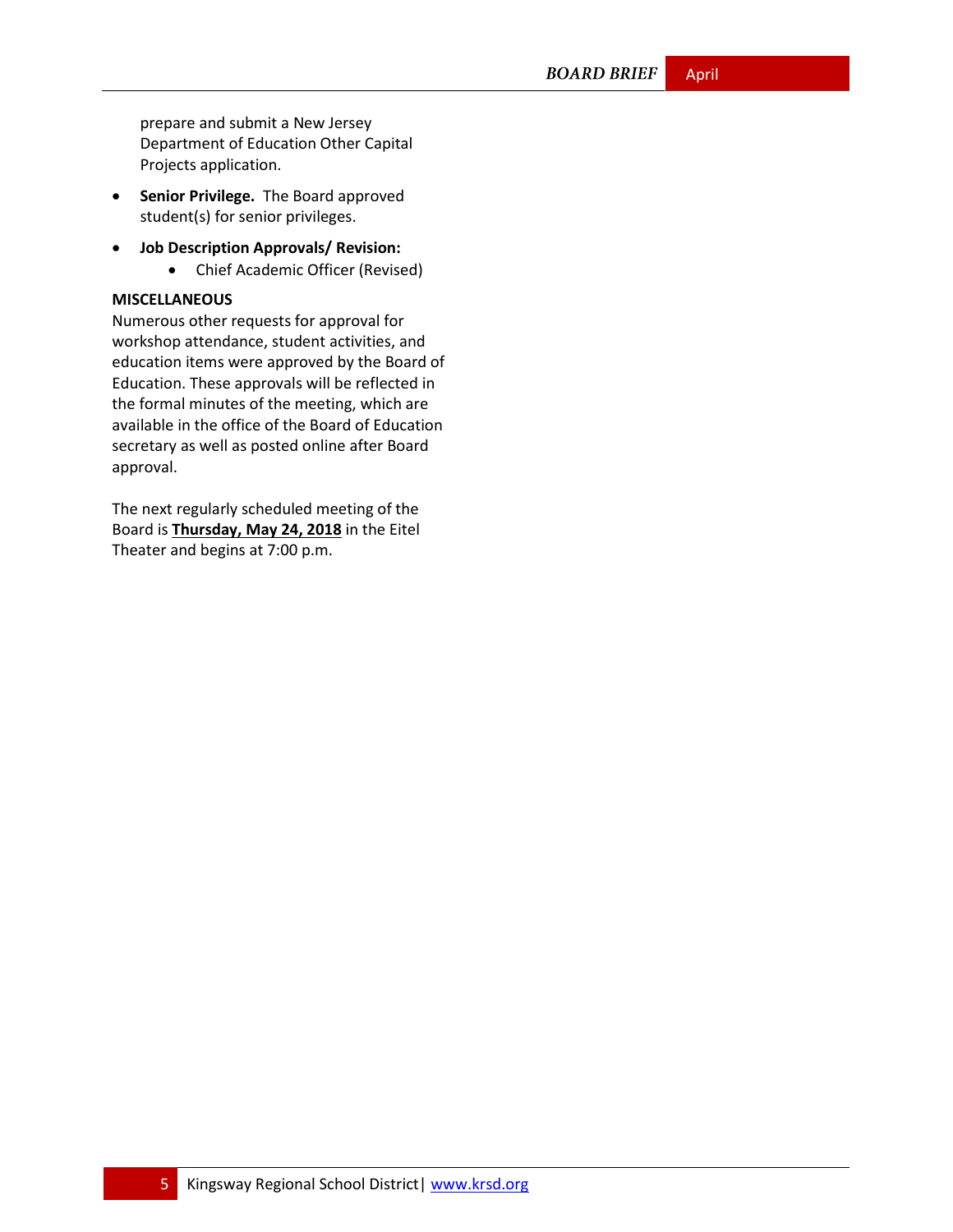prepare and submit a New Jersey Department of Education Other Capital Projects application.

- **Senior Privilege.** The Board approved student(s) for senior privileges.
- **Job Description Approvals/ Revision:**
  - Chief Academic Officer (Revised)

**MISCELLANEOUS**

Numerous other requests for approval for workshop attendance, student activities, and education items were approved by the Board of Education. These approvals will be reflected in the formal minutes of the meeting, which are available in the office of the Board of Education secretary as well as posted online after Board approval.

The next regularly scheduled meeting of the Board is **Thursday, May 24, 2018** in the Eitel Theater and begins at 7:00 p.m.